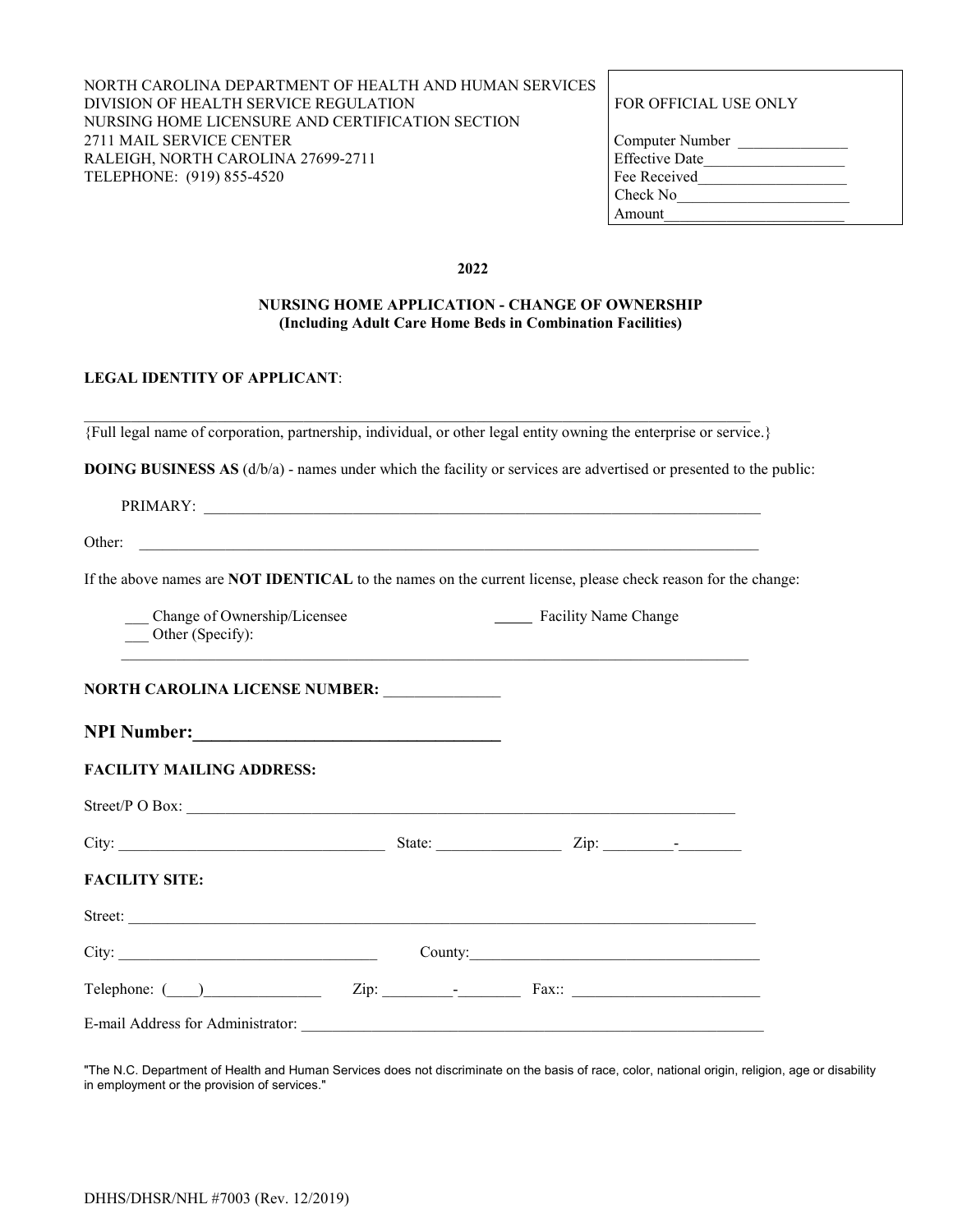NORTH CAROLINA DEPARTMENT OF HEALTH AND HUMAN SERVICES
DIVISION OF HEALTH SERVICE REGULATION
NURSING HOME LICENSURE AND CERTIFICATION SECTION
2711 MAIL SERVICE CENTER
RALEIGH, NORTH CAROLINA 27699-2711
TELEPHONE: (919) 855-4520

| FOR OFFICIAL USE ONLY |
| --- |
| Computer Number ______________ |
| Effective Date__________________ |
| Fee Received___________________ |
| Check No______________________ |
| Amount_______________________ |

**2022**

**NURSING HOME APPLICATION - CHANGE OF OWNERSHIP**
**(Including Adult Care Home Beds in Combination Facilities)**

**LEGAL IDENTITY OF APPLICANT**:

_____________________________________________________________________________________

{Full legal name of corporation, partnership, individual, or other legal entity owning the enterprise or service.}

**DOING BUSINESS AS** (d/b/a) - names under which the facility or services are advertised or presented to the public:

PRIMARY: ___________________________________________________________________________

Other: ___________________________________________________________________________

If the above names are **NOT IDENTICAL** to the names on the current license, please check reason for the change:

___ Change of Ownership/Licensee _____ Facility Name Change
___ Other (Specify):
_____________________________________________________________________________________

**NORTH CAROLINA LICENSE NUMBER:** _______________

**NPI Number:__________________________________**

**FACILITY MAILING ADDRESS:**

Street/P O Box: ___________________________________________________________________________

City: ___________________________________ State: ________________ Zip: _________-________

**FACILITY SITE:**

Street: ___________________________________________________________________________

City: __________________________________ County:_______________________________________

Telephone: (____)_______________ Zip: _________-________ Fax:: ________________________

E-mail Address for Administrator: ______________________________________________________________

"The N.C. Department of Health and Human Services does not discriminate on the basis of race, color, national origin, religion, age or disability in employment or the provision of services."

DHHS/DHSR/NHL #7003 (Rev. 12/2019)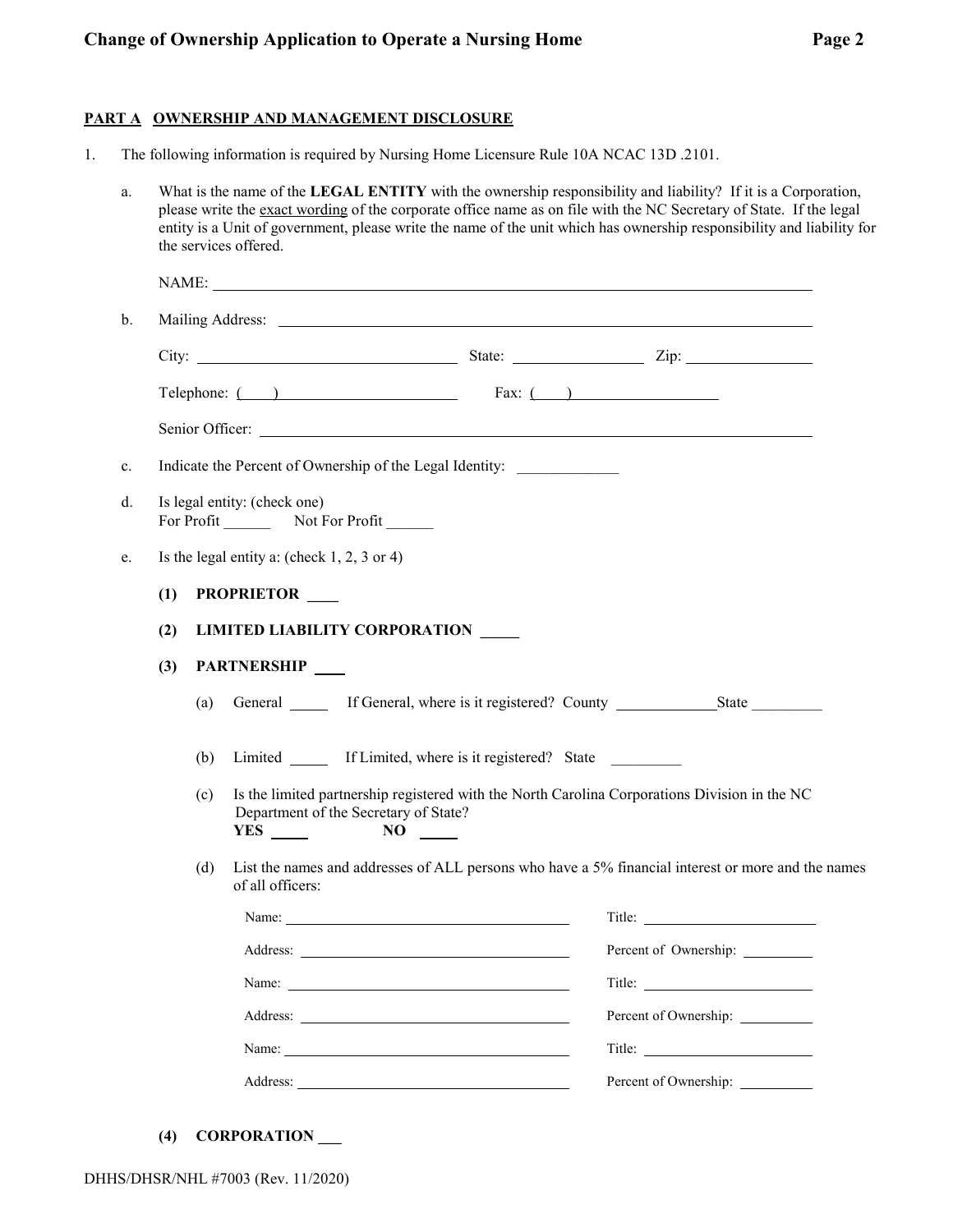**PART A OWNERSHIP AND MANAGEMENT DISCLOSURE**

1. The following information is required by Nursing Home Licensure Rule 10A NCAC 13D .2101.

   a. What is the name of the **LEGAL ENTITY** with the ownership responsibility and liability? If it is a Corporation, please write the exact wording of the corporate office name as on file with the NC Secretary of State. If the legal entity is a Unit of government, please write the name of the unit which has ownership responsibility and liability for the services offered.

      NAME: ____________________

   b. Mailing Address: ____________________

      City: ____________ State: ____________ Zip: ____________

      Telephone: (     ) ____________ Fax: (     ) ____________

      Senior Officer: ____________________

   c. Indicate the Percent of Ownership of the Legal Identity: ____________

   d. Is legal entity: (check one)
      For Profit ______ Not For Profit ______

   e. Is the legal entity a: (check 1, 2, 3 or 4)

      **(1) PROPRIETOR** ____

      **(2) LIMITED LIABILITY CORPORATION** _____

      **(3) PARTNERSHIP** ____

      (a) General _____ If General, where is it registered? County ____________ State _________

      (b) Limited _____ If Limited, where is it registered? State _________

      (c) Is the limited partnership registered with the North Carolina Corporations Division in the NC Department of the Secretary of State?
      **YES** _____ **NO** _____

      (d) List the names and addresses of ALL persons who have a 5% financial interest or more and the names of all officers:

      Name: ____________________ Title: ____________

      Address: ____________________ Percent of Ownership: ____________

      Name: ____________________ Title: ____________

      Address: ____________________ Percent of Ownership: ____________

      Name: ____________________ Title: ____________

      Address: ____________________ Percent of Ownership: ____________

      **(4) CORPORATION** ___

DHHS/DHSR/NHL #7003 (Rev. 11/2020)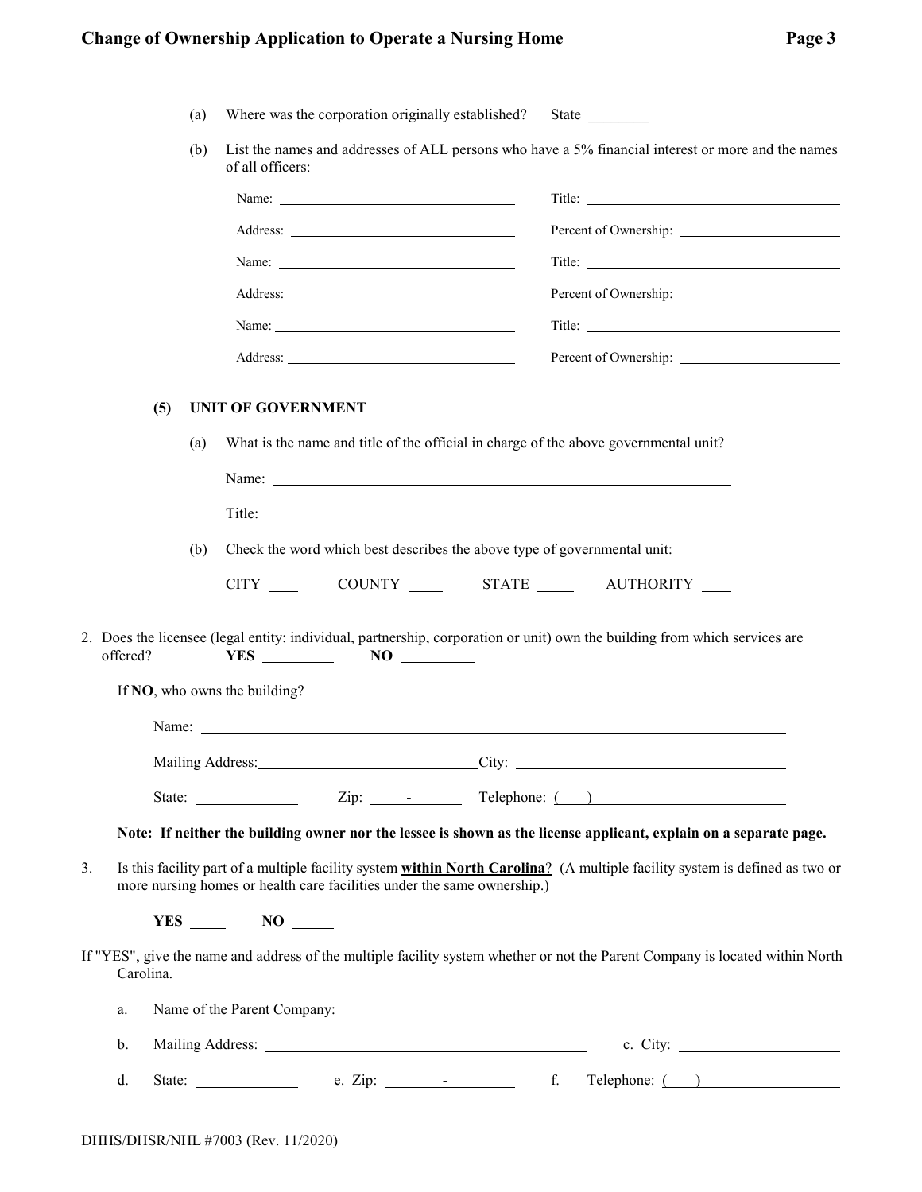(a) Where was the corporation originally established? State ________

(b) List the names and addresses of ALL persons who have a 5% financial interest or more and the names of all officers:

Name: ______________________ Title: ______________________

Address: ______________________ Percent of Ownership: ______________________

Name: ______________________ Title: ______________________

Address: ______________________ Percent of Ownership: ______________________

Name: ______________________ Title: ______________________

Address: ______________________ Percent of Ownership: ______________________

**(5) UNIT OF GOVERNMENT**

(a) What is the name and title of the official in charge of the above governmental unit?

Name: ______________________________________________

Title: ______________________________________________

(b) Check the word which best describes the above type of governmental unit:

CITY ____ COUNTY ____ STATE ____ AUTHORITY ____

2. Does the licensee (legal entity: individual, partnership, corporation or unit) own the building from which services are offered? **YES** ________ **NO** ________

If **NO**, who owns the building?

Name: ______________________________________________

Mailing Address: ______________________ City: ______________________

State: ____________ Zip: _____-_______ Telephone: ( ) ______________________

**Note: If neither the building owner nor the lessee is shown as the license applicant, explain on a separate page.**

3. Is this facility part of a multiple facility system **within North Carolina**? (A multiple facility system is defined as two or more nursing homes or health care facilities under the same ownership.)

**YES** _____ **NO** _____

If "YES", give the name and address of the multiple facility system whether or not the Parent Company is located within North Carolina.

a. Name of the Parent Company: ______________________________________________

b. Mailing Address: ______________________ c. City: ______________________

d. State: ____________ e. Zip: _____-_______ f. Telephone: ( ) ______________________

DHHS/DHSR/NHL #7003 (Rev. 11/2020)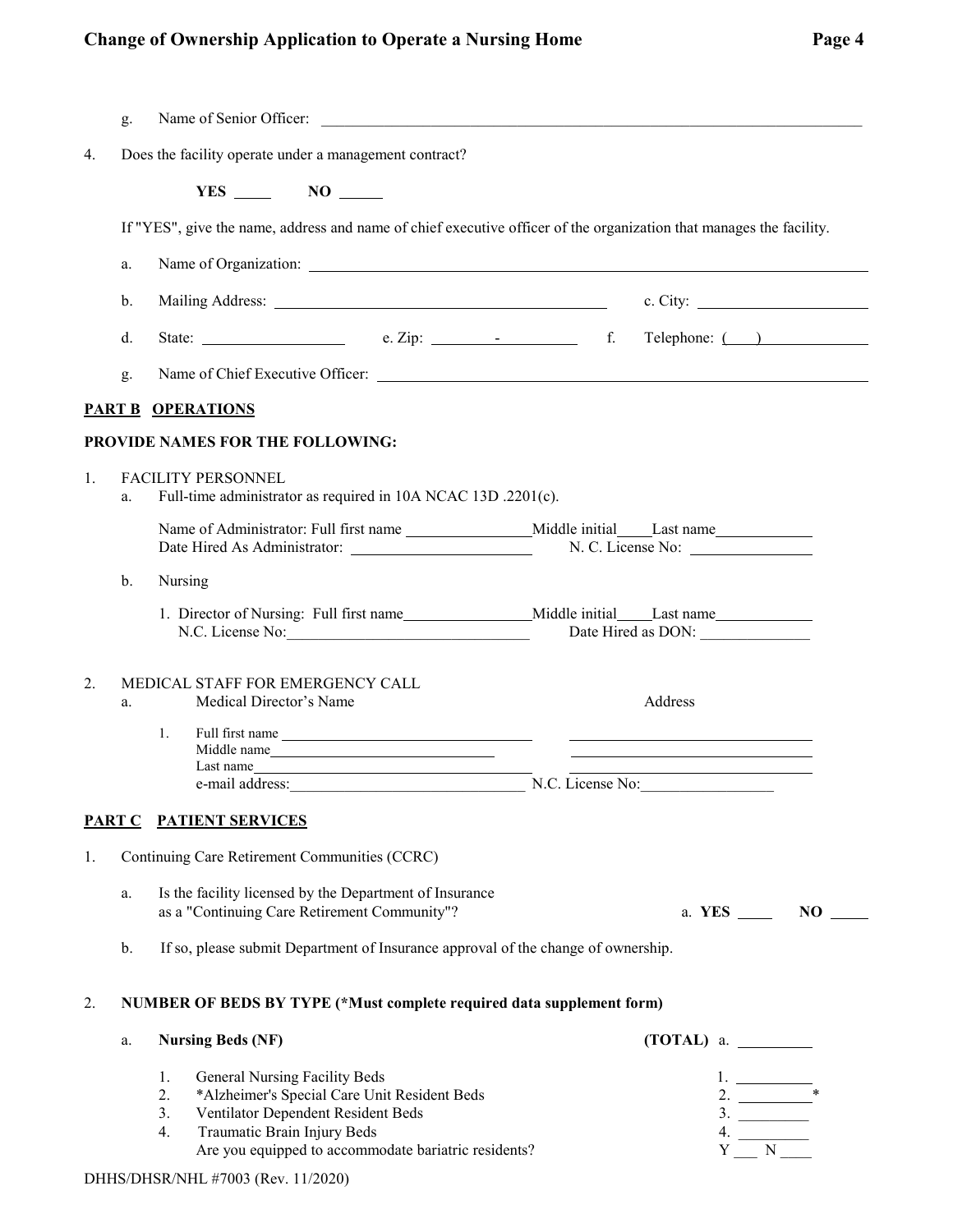g. Name of Senior Officer: ______________________________________________

4. Does the facility operate under a management contract?

   **YES** _____ **NO** _____

   If "YES", give the name, address and name of chief executive officer of the organization that manages the facility.

   a. Name of Organization: ______________________________________________

   b. Mailing Address: ______________________________ c. City: ______________

   d. State: ____________ e. Zip: ______-______ f. Telephone: (___) __________

   g. Name of Chief Executive Officer: ______________________________________

## PART B OPERATIONS

**PROVIDE NAMES FOR THE FOLLOWING:**

1. FACILITY PERSONNEL
   a. Full-time administrator as required in 10A NCAC 13D .2201(c).

      Name of Administrator: Full first name ____________ Middle initial ____ Last name __________
      Date Hired As Administrator: ________________ N. C. License No: ____________

   b. Nursing

      1. Director of Nursing: Full first name ____________ Middle initial ____ Last name __________
         N.C. License No: ________________ Date Hired as DON: ____________

2. MEDICAL STAFF FOR EMERGENCY CALL
   a. Medical Director's Name — Address

      1. Full first name ______________________ ______________________
         Middle name ______________________ ______________________
         Last name ______________________ ______________________
         e-mail address: ______________________ N.C. License No: ____________

## PART C PATIENT SERVICES

1. Continuing Care Retirement Communities (CCRC)

   a. Is the facility licensed by the Department of Insurance as a "Continuing Care Retirement Community"? a. **YES** _____ **NO** _____

   b. If so, please submit Department of Insurance approval of the change of ownership.

2. **NUMBER OF BEDS BY TYPE (*Must complete required data supplement form)**

   a. **Nursing Beds (NF)** **(TOTAL)** a. ________

      1. General Nursing Facility Beds 1. ________
      2. *Alzheimer's Special Care Unit Resident Beds 2. ________*
      3. Ventilator Dependent Resident Beds 3. ________
      4. Traumatic Brain Injury Beds 4. ________
         Are you equipped to accommodate bariatric residents? Y ___ N ___

DHHS/DHSR/NHL #7003 (Rev. 11/2020)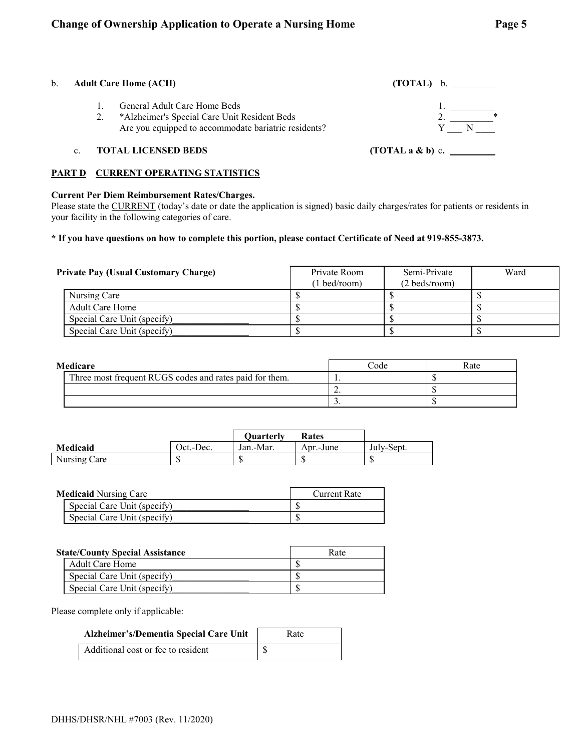b. **Adult Care Home (ACH)** **(TOTAL)** b. _________

1. General Adult Care Home Beds 1. _________
2. *Alzheimer's Special Care Unit Resident Beds 2. _________*
   Are you equipped to accommodate bariatric residents? Y ___ N ____

c. **TOTAL LICENSED BEDS** **(TOTAL a & b)** c. _________

## PART D CURRENT OPERATING STATISTICS

**Current Per Diem Reimbursement Rates/Charges.**
Please state the CURRENT (today's date or date the application is signed) basic daily charges/rates for patients or residents in your facility in the following categories of care.

**\* If you have questions on how to complete this portion, please contact Certificate of Need at 919-855-3873.**

| Private Pay (Usual Customary Charge) | Private Room (1 bed/room) | Semi-Private (2 beds/room) | Ward |
|---|---|---|---|
| Nursing Care | $ | $ | $ |
| Adult Care Home | $ | $ | $ |
| Special Care Unit (specify)________________ | $ | $ | $ |
| Special Care Unit (specify)________________ | $ | $ | $ |

| Medicare | Code | Rate |
|---|---|---|
| Three most frequent RUGS codes and rates paid for them. | 1. | $ |
| | 2. | $ |
| | 3. | $ |

| | | Quarterly Rates | | |
|---|---|---|---|---|
| **Medicaid** | Oct.-Dec. | Jan.-Mar. | Apr.-June | July-Sept. |
| Nursing Care | $ | $ | $ | $ |

| **Medicaid** Nursing Care | Current Rate |
|---|---|
| Special Care Unit (specify)________________ | $ |
| Special Care Unit (specify)________________ | $ |

| State/County Special Assistance | Rate |
|---|---|
| Adult Care Home | $ |
| Special Care Unit (specify)________________ | $ |
| Special Care Unit (specify)________________ | $ |

Please complete only if applicable:

| Alzheimer's/Dementia Special Care Unit | Rate |
|---|---|
| Additional cost or fee to resident | $ |

DHHS/DHSR/NHL #7003 (Rev. 11/2020)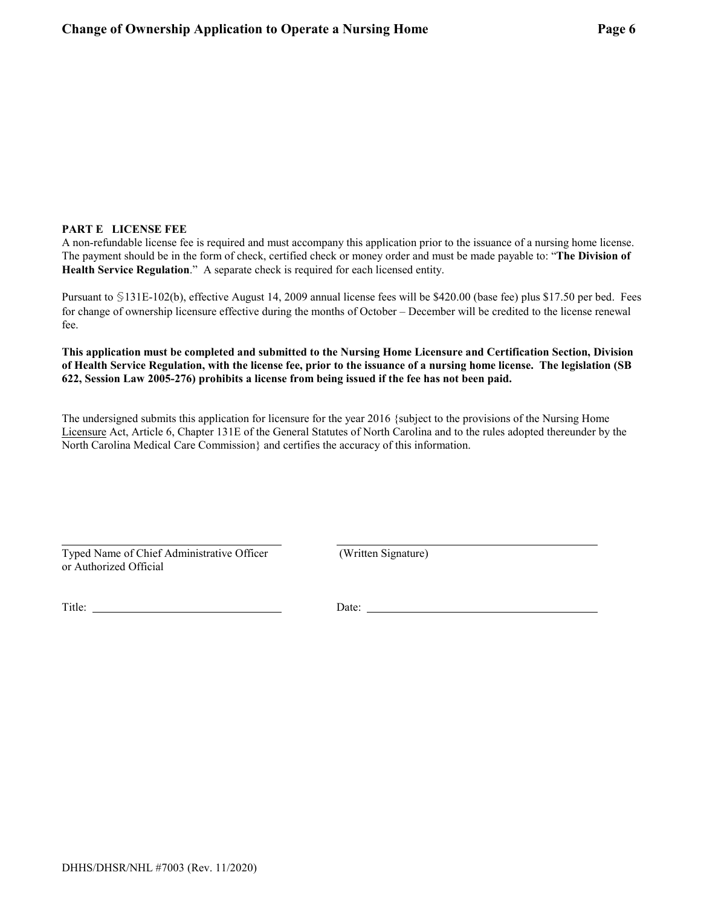**PART E LICENSE FEE**

A non-refundable license fee is required and must accompany this application prior to the issuance of a nursing home license. The payment should be in the form of check, certified check or money order and must be made payable to: "**The Division of Health Service Regulation**." A separate check is required for each licensed entity.

Pursuant to §131E-102(b), effective August 14, 2009 annual license fees will be $420.00 (base fee) plus $17.50 per bed. Fees for change of ownership licensure effective during the months of October – December will be credited to the license renewal fee.

**This application must be completed and submitted to the Nursing Home Licensure and Certification Section, Division of Health Service Regulation, with the license fee, prior to the issuance of a nursing home license. The legislation (SB 622, Session Law 2005-276) prohibits a license from being issued if the fee has not been paid.**

The undersigned submits this application for licensure for the year 2016 {subject to the provisions of the Nursing Home Licensure Act, Article 6, Chapter 131E of the General Statutes of North Carolina and to the rules adopted thereunder by the North Carolina Medical Care Commission} and certifies the accuracy of this information.

\_\_\_\_\_\_\_\_\_\_\_\_\_\_\_\_\_\_\_\_\_\_\_\_\_\_\_\_\_\_\_\_\_\_\_\_\_\_\_\_ \_\_\_\_\_\_\_\_\_\_\_\_\_\_\_\_\_\_\_\_\_\_\_\_\_\_\_\_\_\_\_\_\_\_\_\_\_\_\_\_\_\_\_\_

Typed Name of Chief Administrative Officer or Authorized Official (Written Signature)

Title: \_\_\_\_\_\_\_\_\_\_\_\_\_\_\_\_\_\_\_\_\_\_\_\_\_\_\_\_\_\_\_\_ Date: \_\_\_\_\_\_\_\_\_\_\_\_\_\_\_\_\_\_\_\_\_\_\_\_\_\_\_\_\_\_\_\_\_\_\_\_\_\_\_\_

DHHS/DHSR/NHL #7003 (Rev. 11/2020)